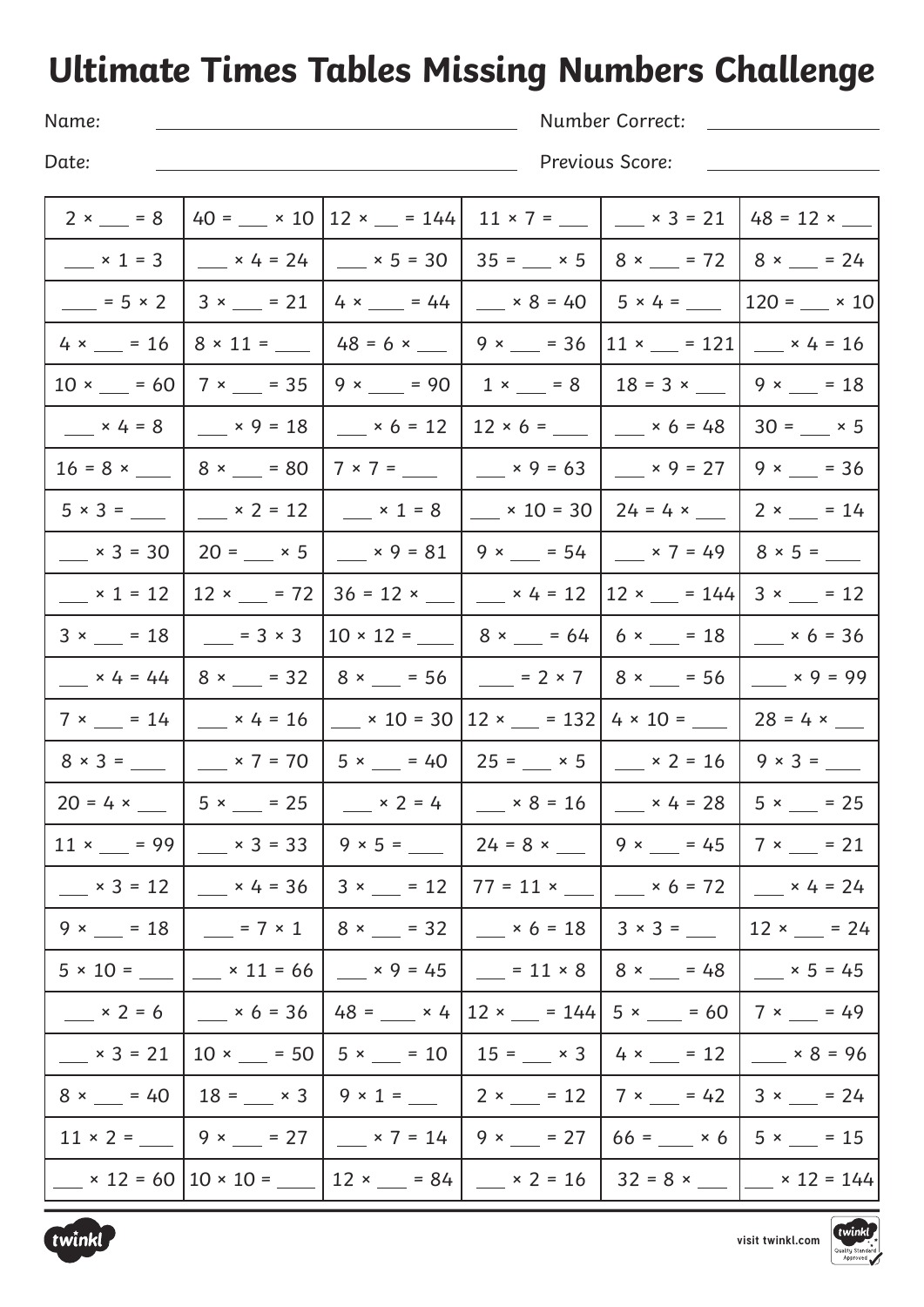# Ultimate Times Tables Missing Numbers Challenge

Name: ______________________ Number Correct: ____________

Date: ______________________ Previous Score: ____________

| | | | | | |
|---|---|---|---|---|---|
| 2 × ___ = 8 | 40 = ___ × 10 | 12 × ___ = 144 | 11 × 7 = ___ | ___ × 3 = 21 | 48 = 12 × ___ |
| ___ × 1 = 3 | ___ × 4 = 24 | ___ × 5 = 30 | 35 = ___ × 5 | 8 × ___ = 72 | 8 × ___ = 24 |
| ___ = 5 × 2 | 3 × ___ = 21 | 4 × ___ = 44 | ___ × 8 = 40 | 5 × 4 = ___ | 120 = ___ × 10 |
| 4 × ___ = 16 | 8 × 11 = ___ | 48 = 6 × ___ | 9 × ___ = 36 | 11 × ___ = 121 | ___ × 4 = 16 |
| 10 × ___ = 60 | 7 × ___ = 35 | 9 × ___ = 90 | 1 × ___ = 8 | 18 = 3 × ___ | 9 × ___ = 18 |
| ___ × 4 = 8 | ___ × 9 = 18 | ___ × 6 = 12 | 12 × 6 = ___ | ___ × 6 = 48 | 30 = ___ × 5 |
| 16 = 8 × ___ | 8 × ___ = 80 | 7 × 7 = ___ | ___ × 9 = 63 | ___ × 9 = 27 | 9 × ___ = 36 |
| 5 × 3 = ___ | ___ × 2 = 12 | ___ × 1 = 8 | ___ × 10 = 30 | 24 = 4 × ___ | 2 × ___ = 14 |
| ___ × 3 = 30 | 20 = ___ × 5 | ___ × 9 = 81 | 9 × ___ = 54 | ___ × 7 = 49 | 8 × 5 = ___ |
| ___ × 1 = 12 | 12 × ___ = 72 | 36 = 12 × ___ | ___ × 4 = 12 | 12 × ___ = 144 | 3 × ___ = 12 |
| 3 × ___ = 18 | ___ = 3 × 3 | 10 × 12 = ___ | 8 × ___ = 64 | 6 × ___ = 18 | ___ × 6 = 36 |
| ___ × 4 = 44 | 8 × ___ = 32 | 8 × ___ = 56 | ___ = 2 × 7 | 8 × ___ = 56 | ___ × 9 = 99 |
| 7 × ___ = 14 | ___ × 4 = 16 | ___ × 10 = 30 | 12 × ___ = 132 | 4 × 10 = ___ | 28 = 4 × ___ |
| 8 × 3 = ___ | ___ × 7 = 70 | 5 × ___ = 40 | 25 = ___ × 5 | ___ × 2 = 16 | 9 × 3 = ___ |
| 20 = 4 × ___ | 5 × ___ = 25 | ___ × 2 = 4 | ___ × 8 = 16 | ___ × 4 = 28 | 5 × ___ = 25 |
| 11 × ___ = 99 | ___ × 3 = 33 | 9 × 5 = ___ | 24 = 8 × ___ | 9 × ___ = 45 | 7 × ___ = 21 |
| ___ × 3 = 12 | ___ × 4 = 36 | 3 × ___ = 12 | 77 = 11 × ___ | ___ × 6 = 72 | ___ × 4 = 24 |
| 9 × ___ = 18 | ___ = 7 × 1 | 8 × ___ = 32 | ___ × 6 = 18 | 3 × 3 = ___ | 12 × ___ = 24 |
| 5 × 10 = ___ | ___ × 11 = 66 | ___ × 9 = 45 | ___ = 11 × 8 | 8 × ___ = 48 | ___ × 5 = 45 |
| ___ × 2 = 6 | ___ × 6 = 36 | 48 = ___ × 4 | 12 × ___ = 144 | 5 × ___ = 60 | 7 × ___ = 49 |
| ___ × 3 = 21 | 10 × ___ = 50 | 5 × ___ = 10 | 15 = ___ × 3 | 4 × ___ = 12 | ___ × 8 = 96 |
| 8 × ___ = 40 | 18 = ___ × 3 | 9 × 1 = ___ | 2 × ___ = 12 | 7 × ___ = 42 | 3 × ___ = 24 |
| 11 × 2 = ___ | 9 × ___ = 27 | ___ × 7 = 14 | 9 × ___ = 27 | 66 = ___ × 6 | 5 × ___ = 15 |
| ___ × 12 = 60 | 10 × 10 = ___ | 12 × ___ = 84 | ___ × 2 = 16 | 32 = 8 × ___ | ___ × 12 = 144 |

visit twinkl.com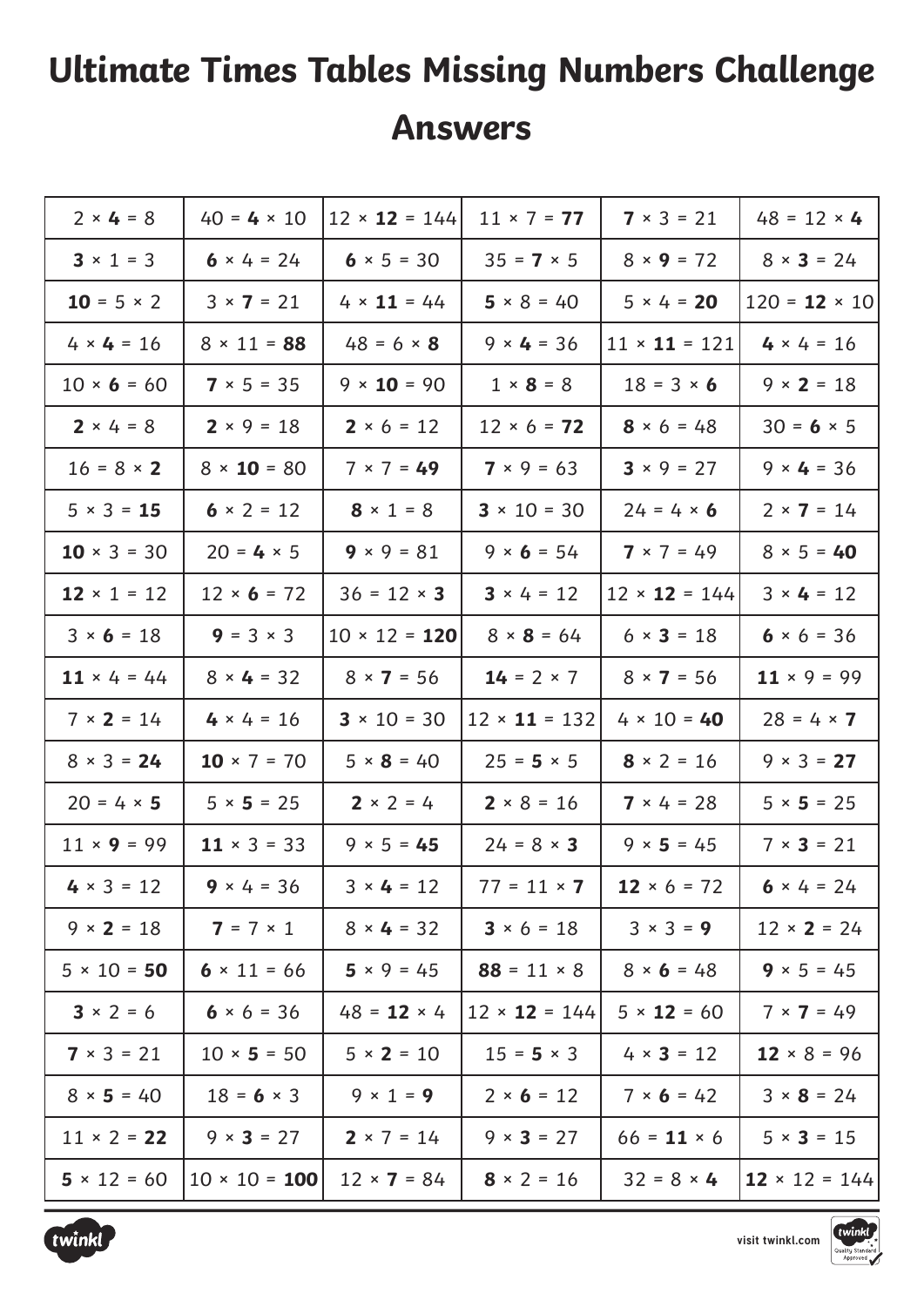# Ultimate Times Tables Missing Numbers Challenge Answers

| | | | | | |
|---|---|---|---|---|---|
| 2 × **4** = 8 | 40 = **4** × 10 | 12 × **12** = 144 | 11 × 7 = **77** | **7** × 3 = 21 | 48 = 12 × **4** |
| **3** × 1 = 3 | **6** × 4 = 24 | **6** × 5 = 30 | 35 = **7** × 5 | 8 × **9** = 72 | 8 × **3** = 24 |
| **10** = 5 × 2 | 3 × **7** = 21 | 4 × **11** = 44 | **5** × 8 = 40 | 5 × 4 = **20** | 120 = **12** × 10 |
| 4 × **4** = 16 | 8 × 11 = **88** | 48 = 6 × **8** | 9 × **4** = 36 | 11 × **11** = 121 | **4** × 4 = 16 |
| 10 × **6** = 60 | **7** × 5 = 35 | 9 × **10** = 90 | 1 × **8** = 8 | 18 = 3 × **6** | 9 × **2** = 18 |
| **2** × 4 = 8 | **2** × 9 = 18 | **2** × 6 = 12 | 12 × 6 = **72** | **8** × 6 = 48 | 30 = **6** × 5 |
| 16 = 8 × **2** | 8 × **10** = 80 | 7 × 7 = **49** | **7** × 9 = 63 | **3** × 9 = 27 | 9 × **4** = 36 |
| 5 × 3 = **15** | **6** × 2 = 12 | **8** × 1 = 8 | **3** × 10 = 30 | 24 = 4 × **6** | 2 × **7** = 14 |
| **10** × 3 = 30 | 20 = **4** × 5 | **9** × 9 = 81 | 9 × **6** = 54 | **7** × 7 = 49 | 8 × 5 = **40** |
| **12** × 1 = 12 | 12 × **6** = 72 | 36 = 12 × **3** | **3** × 4 = 12 | 12 × **12** = 144 | 3 × **4** = 12 |
| 3 × **6** = 18 | **9** = 3 × 3 | 10 × 12 = **120** | 8 × **8** = 64 | 6 × **3** = 18 | **6** × 6 = 36 |
| **11** × 4 = 44 | 8 × **4** = 32 | 8 × **7** = 56 | **14** = 2 × 7 | 8 × **7** = 56 | **11** × 9 = 99 |
| 7 × **2** = 14 | **4** × 4 = 16 | **3** × 10 = 30 | 12 × **11** = 132 | 4 × 10 = **40** | 28 = 4 × **7** |
| 8 × 3 = **24** | **10** × 7 = 70 | 5 × **8** = 40 | 25 = **5** × 5 | **8** × 2 = 16 | 9 × 3 = **27** |
| 20 = 4 × **5** | 5 × **5** = 25 | **2** × 2 = 4 | **2** × 8 = 16 | **7** × 4 = 28 | 5 × **5** = 25 |
| 11 × **9** = 99 | **11** × 3 = 33 | 9 × 5 = **45** | 24 = 8 × **3** | 9 × **5** = 45 | 7 × **3** = 21 |
| **4** × 3 = 12 | **9** × 4 = 36 | 3 × **4** = 12 | 77 = 11 × **7** | **12** × 6 = 72 | **6** × 4 = 24 |
| 9 × **2** = 18 | **7** = 7 × 1 | 8 × **4** = 32 | **3** × 6 = 18 | 3 × 3 = **9** | 12 × **2** = 24 |
| 5 × 10 = **50** | **6** × 11 = 66 | **5** × 9 = 45 | **88** = 11 × 8 | 8 × **6** = 48 | **9** × 5 = 45 |
| **3** × 2 = 6 | **6** × 6 = 36 | 48 = **12** × 4 | 12 × **12** = 144 | 5 × **12** = 60 | 7 × **7** = 49 |
| **7** × 3 = 21 | 10 × **5** = 50 | 5 × **2** = 10 | 15 = **5** × 3 | 4 × **3** = 12 | **12** × 8 = 96 |
| 8 × **5** = 40 | 18 = **6** × 3 | 9 × 1 = **9** | 2 × **6** = 12 | 7 × **6** = 42 | 3 × **8** = 24 |
| 11 × 2 = **22** | 9 × **3** = 27 | **2** × 7 = 14 | 9 × **3** = 27 | 66 = **11** × 6 | 5 × **3** = 15 |
| **5** × 12 = 60 | 10 × 10 = **100** | 12 × **7** = 84 | **8** × 2 = 16 | 32 = 8 × **4** | **12** × 12 = 144 |